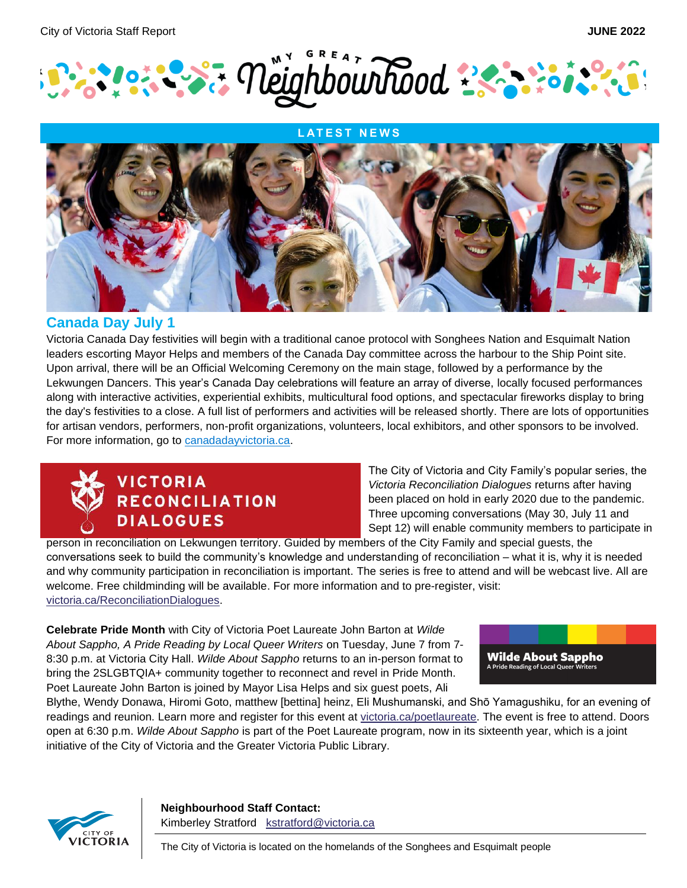City of Victoria Staff Report **JUNE 2022**

# MY GREAT Neighbourhood

## LATEST NEWS

### Canada Day July 1

Victoria Canada Day festivities will begin with a traditional canoe protocol with Songhees Nation and Esquimalt Nation leaders escorting Mayor Helps and members of the Canada Day committee across the harbour to the Ship Point site. Upon arrival, there will be an Official Welcoming Ceremony on the main stage, followed by a performance by the Lekwungen Dancers. This year's Canada Day celebrations will feature an array of diverse, locally focused performances along with interactive activities, experiential exhibits, multicultural food options, and spectacular fireworks display to bring the day's festivities to a close. A full list of performers and activities will be released shortly. There are lots of opportunities for artisan vendors, performers, non-profit organizations, volunteers, local exhibitors, and other sponsors to be involved. For more information, go to canadadayvictoria.ca.

**VICTORIA RECONCILIATION DIALOGUES**

The City of Victoria and City Family's popular series, the *Victoria Reconciliation Dialogues* returns after having been placed on hold in early 2020 due to the pandemic. Three upcoming conversations (May 30, July 11 and Sept 12) will enable community members to participate in person in reconciliation on Lekwungen territory. Guided by members of the City Family and special guests, the conversations seek to build the community's knowledge and understanding of reconciliation – what it is, why it is needed and why community participation in reconciliation is important. The series is free to attend and will be webcast live. All are welcome. Free childminding will be available. For more information and to pre-register, visit: victoria.ca/ReconciliationDialogues.

**Wilde About Sappho**
A Pride Reading of Local Queer Writers

**Celebrate Pride Month** with City of Victoria Poet Laureate John Barton at *Wilde About Sappho, A Pride Reading by Local Queer Writers* on Tuesday, June 7 from 7-8:30 p.m. at Victoria City Hall. *Wilde About Sappho* returns to an in-person format to bring the 2SLGBTQIA+ community together to reconnect and revel in Pride Month. Poet Laureate John Barton is joined by Mayor Lisa Helps and six guest poets, Ali Blythe, Wendy Donawa, Hiromi Goto, matthew [bettina] heinz, Eli Mushumanski, and Shō Yamagushiku, for an evening of readings and reunion. Learn more and register for this event at victoria.ca/poetlaureate. The event is free to attend. Doors open at 6:30 p.m. *Wilde About Sappho* is part of the Poet Laureate program, now in its sixteenth year, which is a joint initiative of the City of Victoria and the Greater Victoria Public Library.

CITY OF VICTORIA

**Neighbourhood Staff Contact:**
Kimberley Stratford kstratford@victoria.ca

The City of Victoria is located on the homelands of the Songhees and Esquimalt people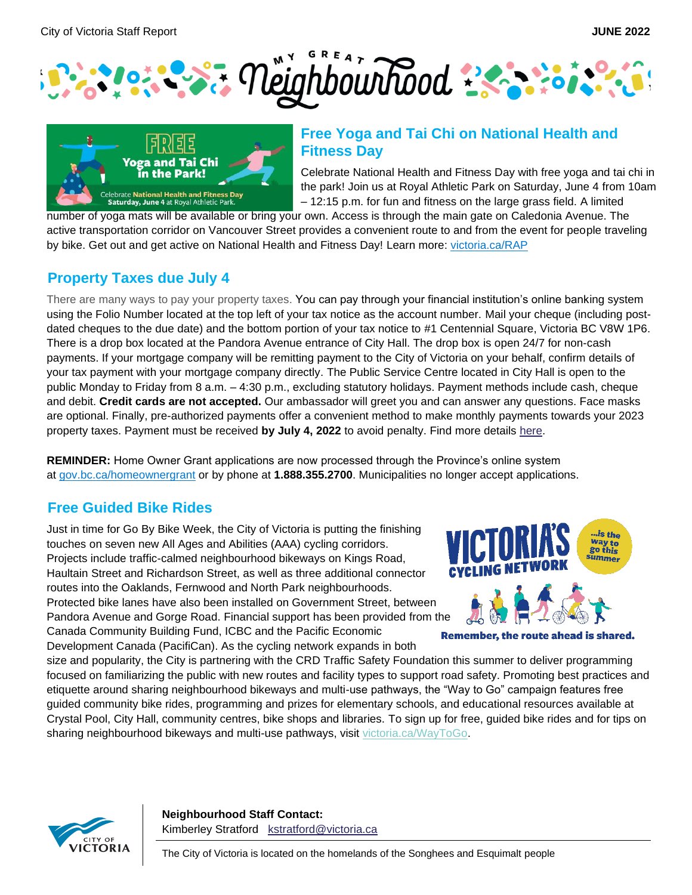# My Great Neighbourhood

## Free Yoga and Tai Chi on National Health and Fitness Day

Celebrate National Health and Fitness Day with free yoga and tai chi in the park! Join us at Royal Athletic Park on Saturday, June 4 from 10am – 12:15 p.m. for fun and fitness on the large grass field. A limited number of yoga mats will be available or bring your own. Access is through the main gate on Caledonia Avenue. The active transportation corridor on Vancouver Street provides a convenient route to and from the event for people traveling by bike. Get out and get active on National Health and Fitness Day! Learn more: victoria.ca/RAP

## Property Taxes due July 4

There are many ways to pay your property taxes. You can pay through your financial institution's online banking system using the Folio Number located at the top left of your tax notice as the account number. Mail your cheque (including post-dated cheques to the due date) and the bottom portion of your tax notice to #1 Centennial Square, Victoria BC V8W 1P6. There is a drop box located at the Pandora Avenue entrance of City Hall. The drop box is open 24/7 for non-cash payments. If your mortgage company will be remitting payment to the City of Victoria on your behalf, confirm details of your tax payment with your mortgage company directly. The Public Service Centre located in City Hall is open to the public Monday to Friday from 8 a.m. – 4:30 p.m., excluding statutory holidays. Payment methods include cash, cheque and debit. **Credit cards are not accepted.** Our ambassador will greet you and can answer any questions. Face masks are optional. Finally, pre-authorized payments offer a convenient method to make monthly payments towards your 2023 property taxes. Payment must be received **by July 4, 2022** to avoid penalty. Find more details here.

**REMINDER:** Home Owner Grant applications are now processed through the Province's online system at gov.bc.ca/homeownergrant or by phone at **1.888.355.2700**. Municipalities no longer accept applications.

## Free Guided Bike Rides

Just in time for Go By Bike Week, the City of Victoria is putting the finishing touches on seven new All Ages and Abilities (AAA) cycling corridors. Projects include traffic-calmed neighbourhood bikeways on Kings Road, Haultain Street and Richardson Street, as well as three additional connector routes into the Oaklands, Fernwood and North Park neighbourhoods. Protected bike lanes have also been installed on Government Street, between Pandora Avenue and Gorge Road. Financial support has been provided from the Canada Community Building Fund, ICBC and the Pacific Economic Development Canada (PacifiCan). As the cycling network expands in both size and popularity, the City is partnering with the CRD Traffic Safety Foundation this summer to deliver programming focused on familiarizing the public with new routes and facility types to support road safety. Promoting best practices and etiquette around sharing neighbourhood bikeways and multi-use pathways, the "Way to Go" campaign features free guided community bike rides, programming and prizes for elementary schools, and educational resources available at Crystal Pool, City Hall, community centres, bike shops and libraries. To sign up for free, guided bike rides and for tips on sharing neighbourhood bikeways and multi-use pathways, visit victoria.ca/WayToGo.

**Neighbourhood Staff Contact:**
Kimberley Stratford kstratford@victoria.ca

The City of Victoria is located on the homelands of the Songhees and Esquimalt people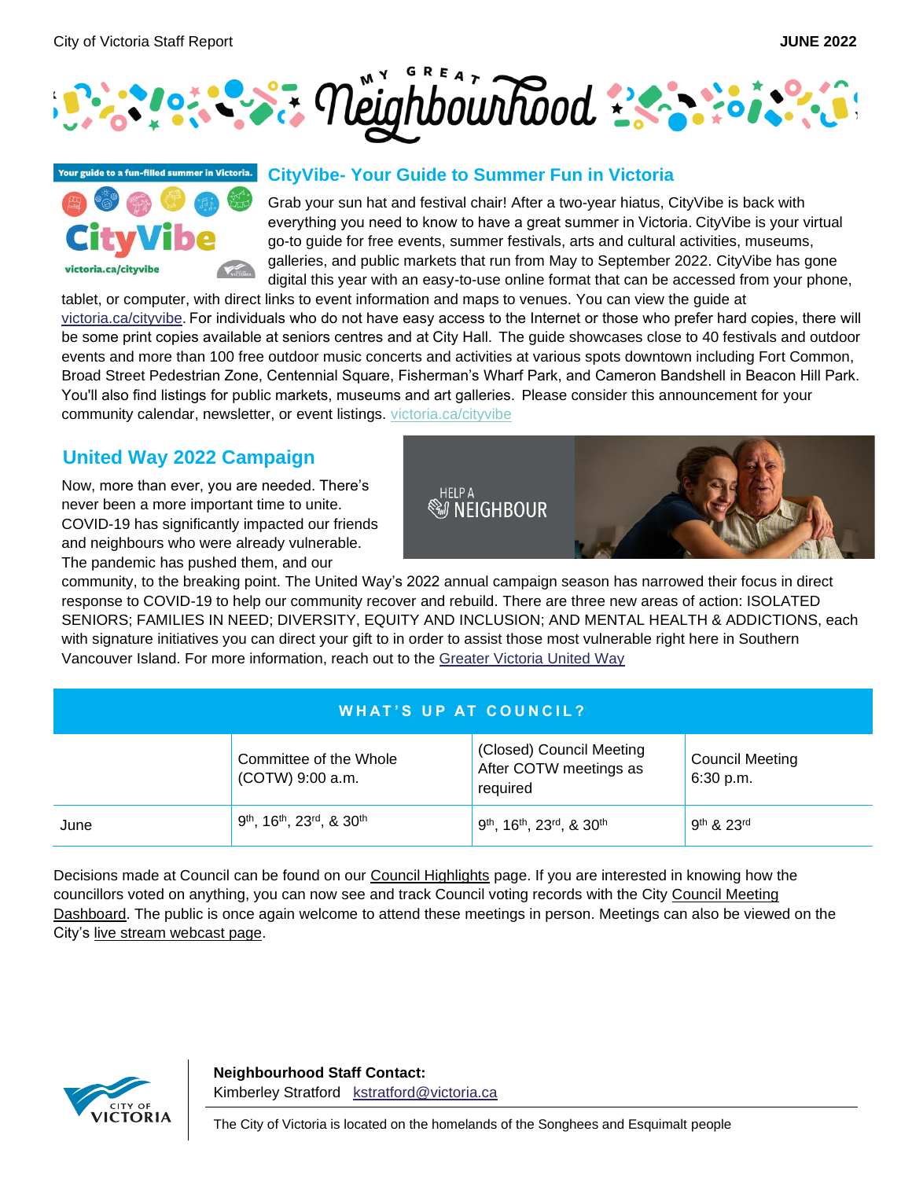## CityVibe- Your Guide to Summer Fun in Victoria

Grab your sun hat and festival chair! After a two-year hiatus, CityVibe is back with everything you need to know to have a great summer in Victoria. CityVibe is your virtual go-to guide for free events, summer festivals, arts and cultural activities, museums, galleries, and public markets that run from May to September 2022. CityVibe has gone digital this year with an easy-to-use online format that can be accessed from your phone, tablet, or computer, with direct links to event information and maps to venues. You can view the guide at victoria.ca/cityvibe. For individuals who do not have easy access to the Internet or those who prefer hard copies, there will be some print copies available at seniors centres and at City Hall. The guide showcases close to 40 festivals and outdoor events and more than 100 free outdoor music concerts and activities at various spots downtown including Fort Common, Broad Street Pedestrian Zone, Centennial Square, Fisherman's Wharf Park, and Cameron Bandshell in Beacon Hill Park. You'll also find listings for public markets, museums and art galleries. Please consider this announcement for your community calendar, newsletter, or event listings. victoria.ca/cityvibe

## United Way 2022 Campaign

Now, more than ever, you are needed. There's never been a more important time to unite. COVID-19 has significantly impacted our friends and neighbours who were already vulnerable. The pandemic has pushed them, and our community, to the breaking point. The United Way's 2022 annual campaign season has narrowed their focus in direct response to COVID-19 to help our community recover and rebuild. There are three new areas of action: ISOLATED SENIORS; FAMILIES IN NEED; DIVERSITY, EQUITY AND INCLUSION; AND MENTAL HEALTH & ADDICTIONS, each with signature initiatives you can direct your gift to in order to assist those most vulnerable right here in Southern Vancouver Island. For more information, reach out to the Greater Victoria United Way

## WHAT'S UP AT COUNCIL?

| | Committee of the Whole (COTW) 9:00 a.m. | (Closed) Council Meeting After COTW meetings as required | Council Meeting 6:30 p.m. |
|---|---|---|---|
| June | 9th, 16th, 23rd, & 30th | 9th, 16th, 23rd, & 30th | 9th & 23rd |

Decisions made at Council can be found on our Council Highlights page. If you are interested in knowing how the councillors voted on anything, you can now see and track Council voting records with the City Council Meeting Dashboard. The public is once again welcome to attend these meetings in person. Meetings can also be viewed on the City's live stream webcast page.

**Neighbourhood Staff Contact:**
Kimberley Stratford kstratford@victoria.ca

The City of Victoria is located on the homelands of the Songhees and Esquimalt people